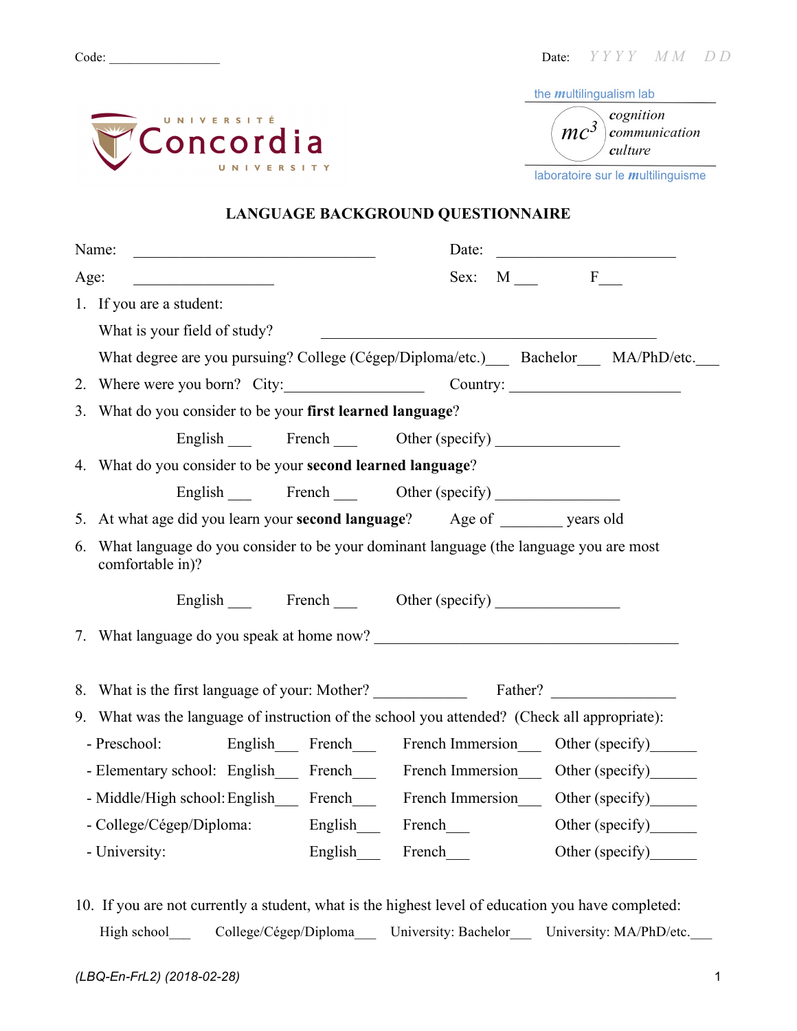Code: ________________ Date: YYYY MM DD

UNIVERSITÉ Concordia UNIVERSITY

the multilingualism lab
$mc^3$ cognition communication culture
laboratoire sur le multilinguisme

## LANGUAGE BACKGROUND QUESTIONNAIRE

Name: ________________________________ Date: ________________________

Age: __________________ Sex: M ___ F___

1. If you are a student:

   What is your field of study? ____________________________________________

   What degree are you pursuing? College (Cégep/Diploma/etc.)___ Bachelor___ MA/PhD/etc.___

2. Where were you born? City:__________________ Country: ______________________

3. What do you consider to be your **first learned language**?

   English ___ French ___ Other (specify) ________________

4. What do you consider to be your **second learned language**?

   English ___ French ___ Other (specify) ________________

5. At what age did you learn your **second language**? Age of ________ years old

6. What language do you consider to be your dominant language (the language you are most comfortable in)?

   English ___ French ___ Other (specify) ________________

7. What language do you speak at home now? ________________________________________

8. What is the first language of your: Mother? ____________ Father? ________________

9. What was the language of instruction of the school you attended? (Check all appropriate):

   - Preschool: English___ French___ French Immersion___ Other (specify)______
   - Elementary school: English___ French___ French Immersion___ Other (specify)______
   - Middle/High school: English___ French___ French Immersion___ Other (specify)______
   - College/Cégep/Diploma: English___ French___ Other (specify)______
   - University: English___ French___ Other (specify)______

10. If you are not currently a student, what is the highest level of education you have completed:

    High school___ College/Cégep/Diploma___ University: Bachelor___ University: MA/PhD/etc.___

*(LBQ-En-FrL2) (2018-02-28)*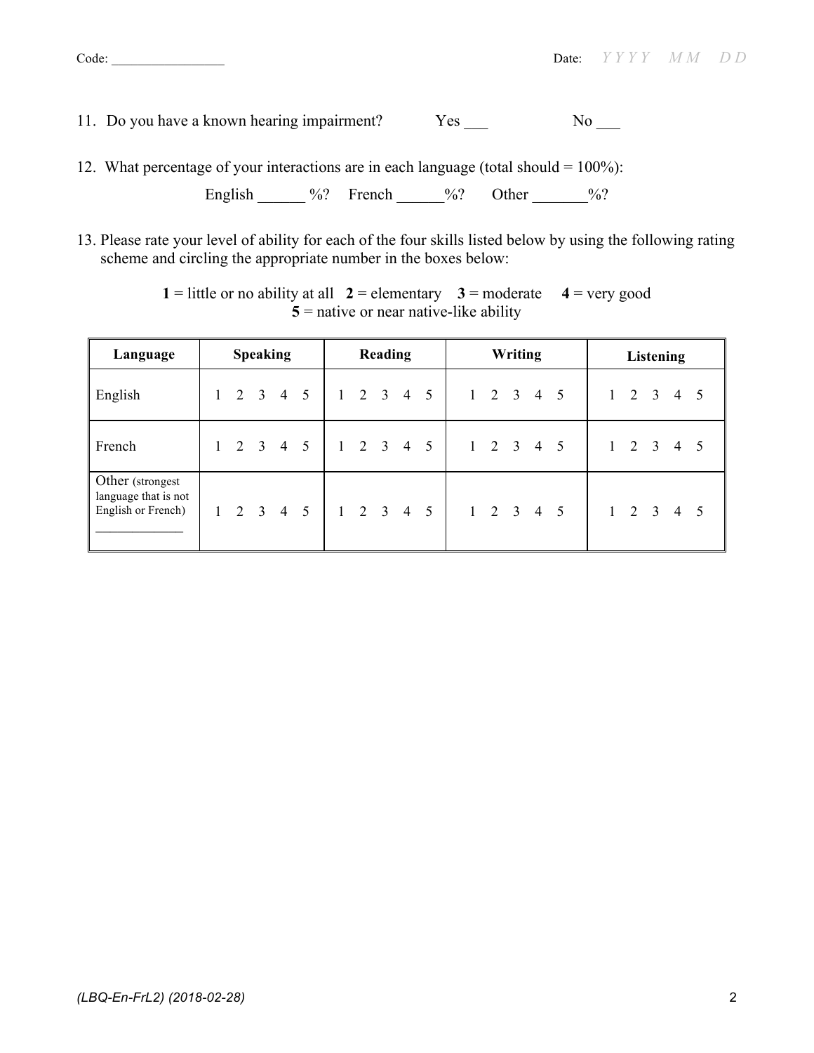Code: _________________ Date: Y Y Y Y MM DD

11. Do you have a known hearing impairment? Yes ___ No ___

12. What percentage of your interactions are in each language (total should = 100%):

English ______ %? French ______%? Other _______%?

13. Please rate your level of ability for each of the four skills listed below by using the following rating scheme and circling the appropriate number in the boxes below:

**1** = little or no ability at all **2** = elementary **3** = moderate **4** = very good **5** = native or near native-like ability

| Language | Speaking | Reading | Writing | Listening |
|---|---|---|---|---|
| English | 1 2 3 4 5 | 1 2 3 4 5 | 1 2 3 4 5 | 1 2 3 4 5 |
| French | 1 2 3 4 5 | 1 2 3 4 5 | 1 2 3 4 5 | 1 2 3 4 5 |
| Other (strongest language that is not English or French) ______________ | 1 2 3 4 5 | 1 2 3 4 5 | 1 2 3 4 5 | 1 2 3 4 5 |

*(LBQ-En-FrL2) (2018-02-28)*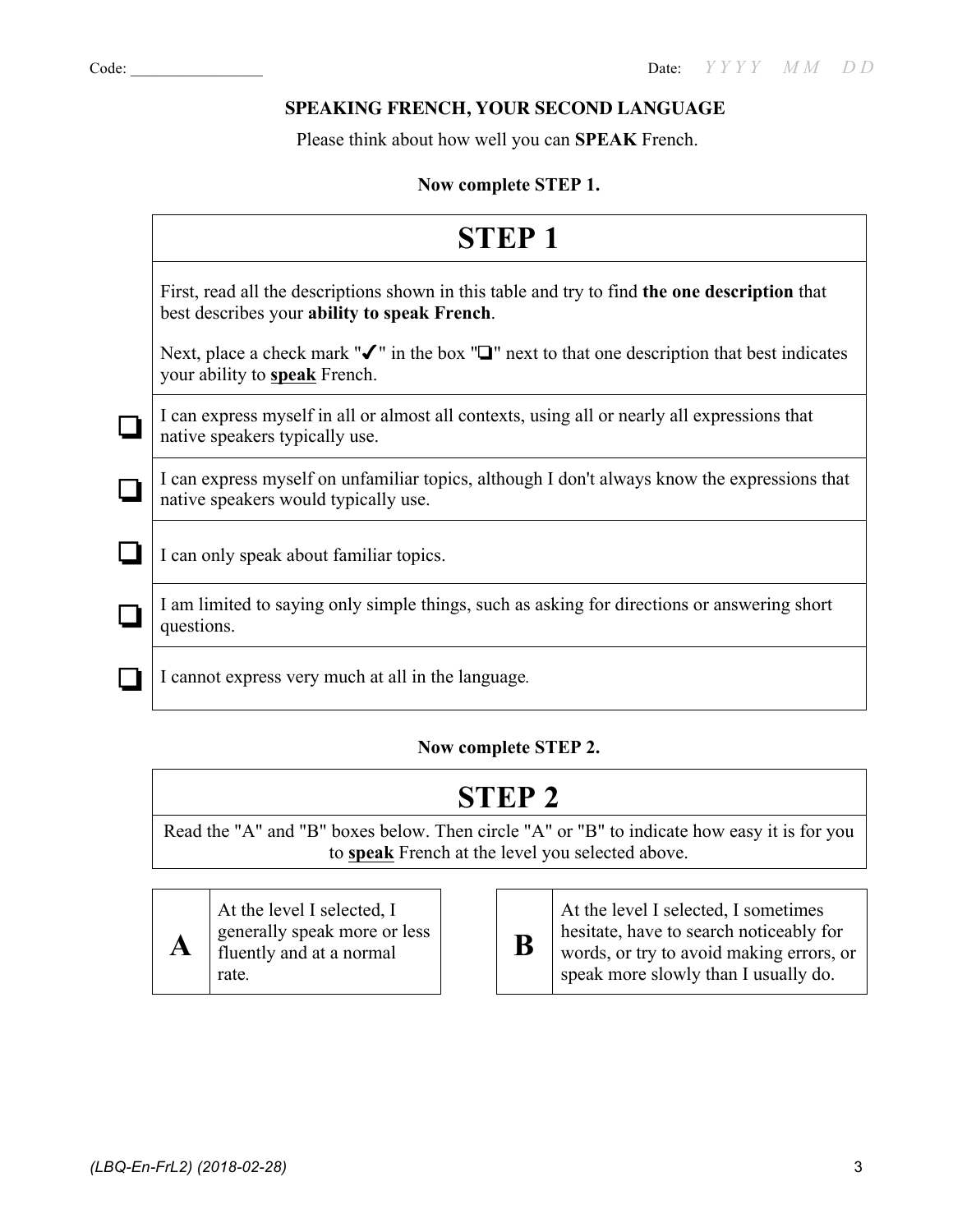Code: _________________ Date: YYYY MM DD

## SPEAKING FRENCH, YOUR SECOND LANGUAGE

Please think about how well you can **SPEAK** French.

**Now complete STEP 1.**

# STEP 1

First, read all the descriptions shown in this table and try to find **the one description** that best describes your **ability to speak French**.

Next, place a check mark "✓" in the box "❑" next to that one description that best indicates your ability to **speak** French.

| | |
|---|---|
| ❑ | I can express myself in all or almost all contexts, using all or nearly all expressions that native speakers typically use. |
| ❑ | I can express myself on unfamiliar topics, although I don't always know the expressions that native speakers would typically use. |
| ❑ | I can only speak about familiar topics. |
| ❑ | I am limited to saying only simple things, such as asking for directions or answering short questions. |
| ❑ | I cannot express very much at all in the language. |

**Now complete STEP 2.**

# STEP 2

Read the "A" and "B" boxes below. Then circle "A" or "B" to indicate how easy it is for you to **speak** French at the level you selected above.

| | | | |
|---|---|---|---|
| **A** | At the level I selected, I generally speak more or less fluently and at a normal rate. | **B** | At the level I selected, I sometimes hesitate, have to search noticeably for words, or try to avoid making errors, or speak more slowly than I usually do. |

*(LBQ-En-FrL2) (2018-02-28)*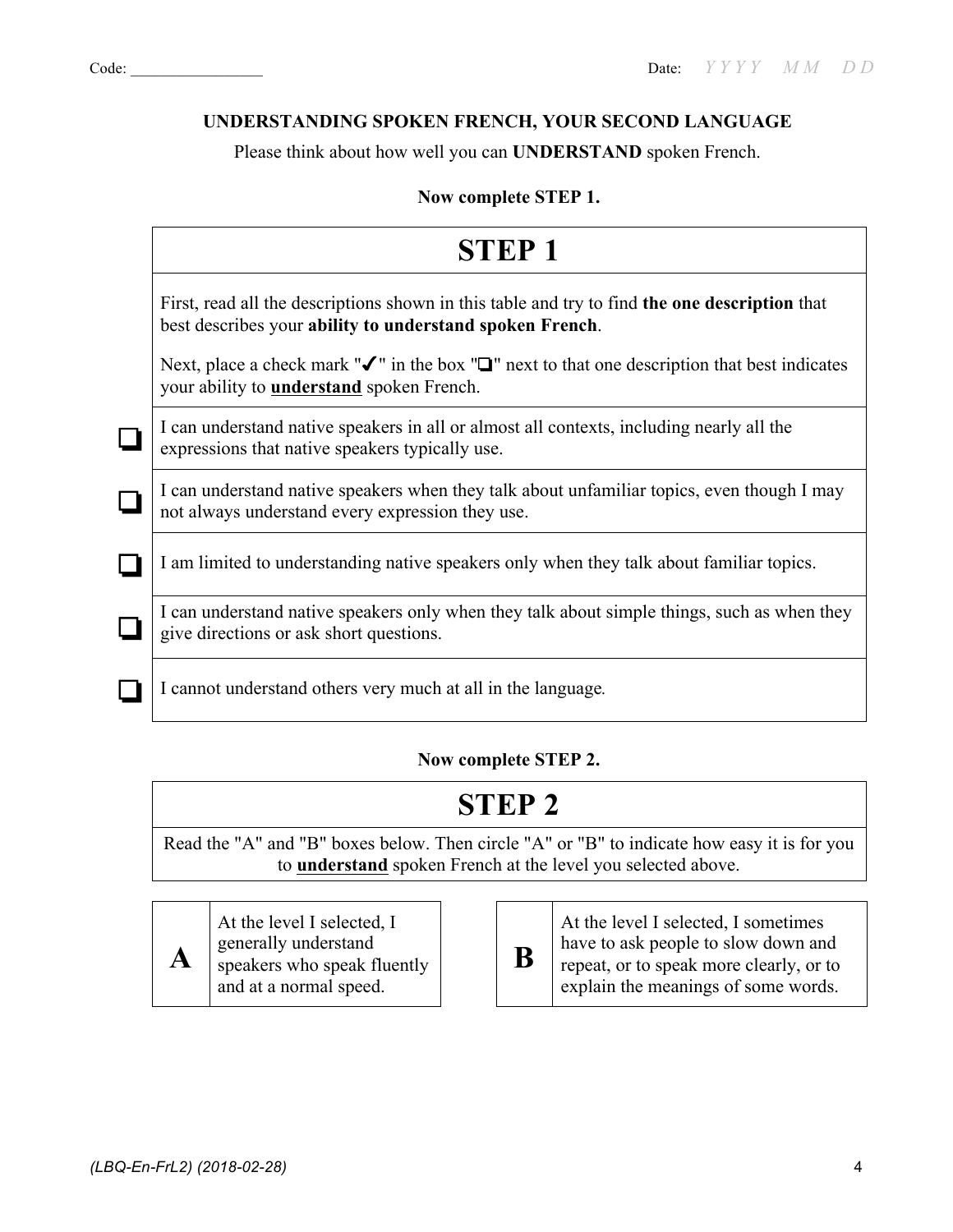Code: _________________ Date: YYYY MM DD

## UNDERSTANDING SPOKEN FRENCH, YOUR SECOND LANGUAGE

Please think about how well you can **UNDERSTAND** spoken French.

**Now complete STEP 1.**

# STEP 1

First, read all the descriptions shown in this table and try to find **the one description** that best describes your **ability to understand spoken French**.

Next, place a check mark "✓" in the box "❑" next to that one description that best indicates your ability to **understand** spoken French.

| | |
|---|---|
| ❑ | I can understand native speakers in all or almost all contexts, including nearly all the expressions that native speakers typically use. |
| ❑ | I can understand native speakers when they talk about unfamiliar topics, even though I may not always understand every expression they use. |
| ❑ | I am limited to understanding native speakers only when they talk about familiar topics. |
| ❑ | I can understand native speakers only when they talk about simple things, such as when they give directions or ask short questions. |
| ❑ | I cannot understand others very much at all in the language. |

**Now complete STEP 2.**

# STEP 2

Read the "A" and "B" boxes below. Then circle "A" or "B" to indicate how easy it is for you to **understand** spoken French at the level you selected above.

| | |
|---|---|
| **A** | At the level I selected, I generally understand speakers who speak fluently and at a normal speed. |
| **B** | At the level I selected, I sometimes have to ask people to slow down and repeat, or to speak more clearly, or to explain the meanings of some words. |

*(LBQ-En-FrL2) (2018-02-28)*